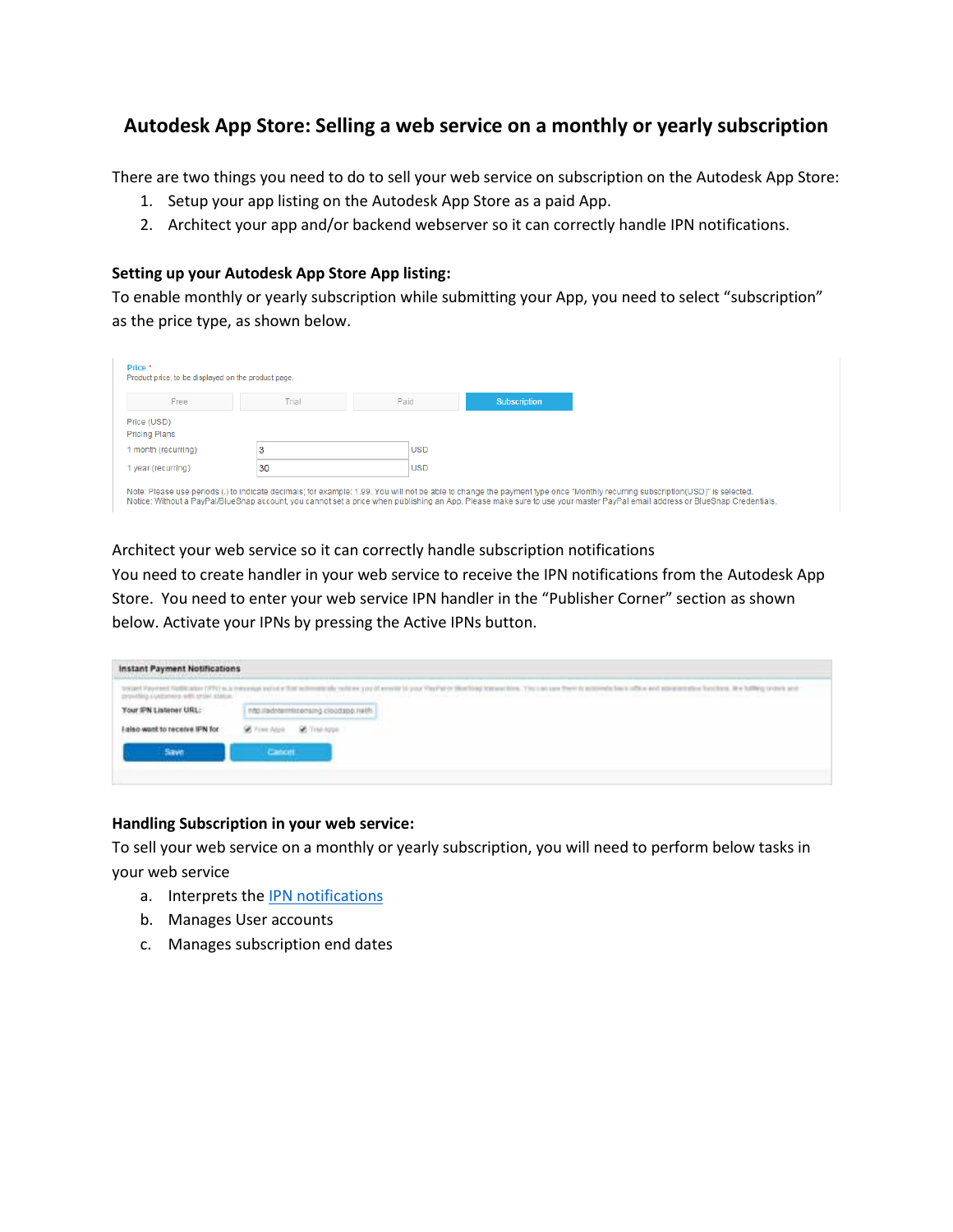# Autodesk App Store: Selling a web service on a monthly or yearly subscription

There are two things you need to do to sell your web service on subscription on the Autodesk App Store:

1. Setup your app listing on the Autodesk App Store as a paid App.
2. Architect your app and/or backend webserver so it can correctly handle IPN notifications.

**Setting up your Autodesk App Store App listing:**

To enable monthly or yearly subscription while submitting your App, you need to select "subscription" as the price type, as shown below.

Price *
Product price, to be displayed on the product page.

Free | Trial | Paid | Subscription

Price (USD)
Pricing Plans

| | | |
|---|---|---|
| 1 month (recurring) | 3 | USD |
| 1 year (recurring) | 30 | USD |

Note: Please use periods (.) to indicate decimals; for example: 1.99. You will not be able to change the payment type once "Monthly recurring subscription(USD)" is selected.
Notice: Without a PayPal/BlueSnap account, you cannot set a price when publishing an App. Please make sure to use your master PayPal email address or BlueSnap Credentials.

Architect your web service so it can correctly handle subscription notifications

You need to create handler in your web service to receive the IPN notifications from the Autodesk App Store. You need to enter your web service IPN handler in the "Publisher Corner" section as shown below. Activate your IPNs by pressing the Active IPNs button.

**Instant Payment Notifications**

Your IPN Listener URL: http://adnternlicensing.cloudapp.net/

I also want to receive IPN for: Free Apps, Trial Apps

Save | Cancel

**Handling Subscription in your web service:**

To sell your web service on a monthly or yearly subscription, you will need to perform below tasks in your web service

a. Interprets the IPN notifications
b. Manages User accounts
c. Manages subscription end dates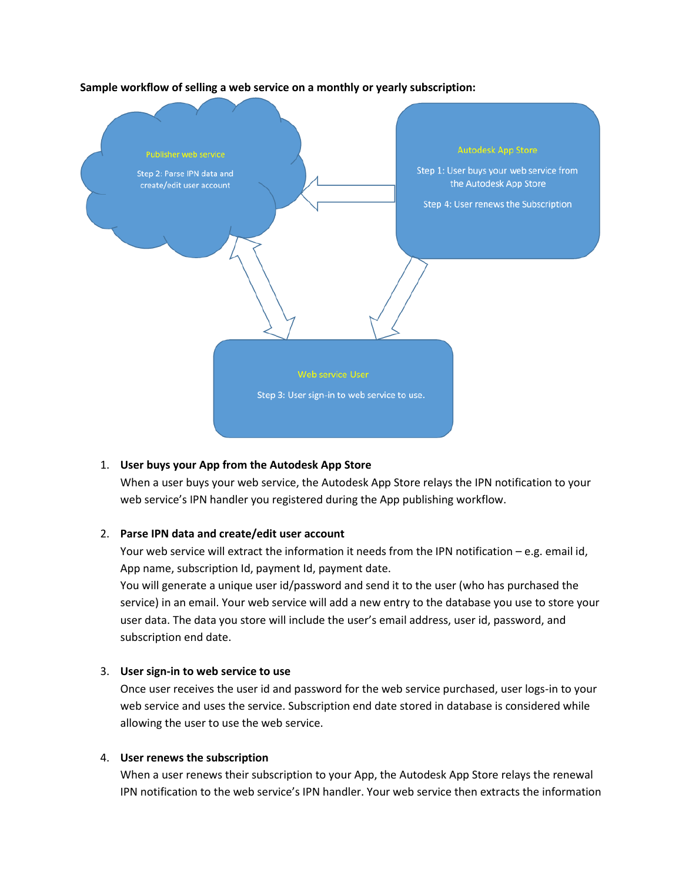**Sample workflow of selling a web service on a monthly or yearly subscription:**

Publisher web service

Step 2: Parse IPN data and create/edit user account

Autodesk App Store

Step 1: User buys your web service from the Autodesk App Store

Step 4: User renews the Subscription

Web service User

Step 3: User sign-in to web service to use.

1. **User buys your App from the Autodesk App Store**
   When a user buys your web service, the Autodesk App Store relays the IPN notification to your web service's IPN handler you registered during the App publishing workflow.

2. **Parse IPN data and create/edit user account**
   Your web service will extract the information it needs from the IPN notification – e.g. email id, App name, subscription Id, payment Id, payment date.
   You will generate a unique user id/password and send it to the user (who has purchased the service) in an email. Your web service will add a new entry to the database you use to store your user data. The data you store will include the user's email address, user id, password, and subscription end date.

3. **User sign-in to web service to use**
   Once user receives the user id and password for the web service purchased, user logs-in to your web service and uses the service. Subscription end date stored in database is considered while allowing the user to use the web service.

4. **User renews the subscription**
   When a user renews their subscription to your App, the Autodesk App Store relays the renewal IPN notification to the web service's IPN handler. Your web service then extracts the information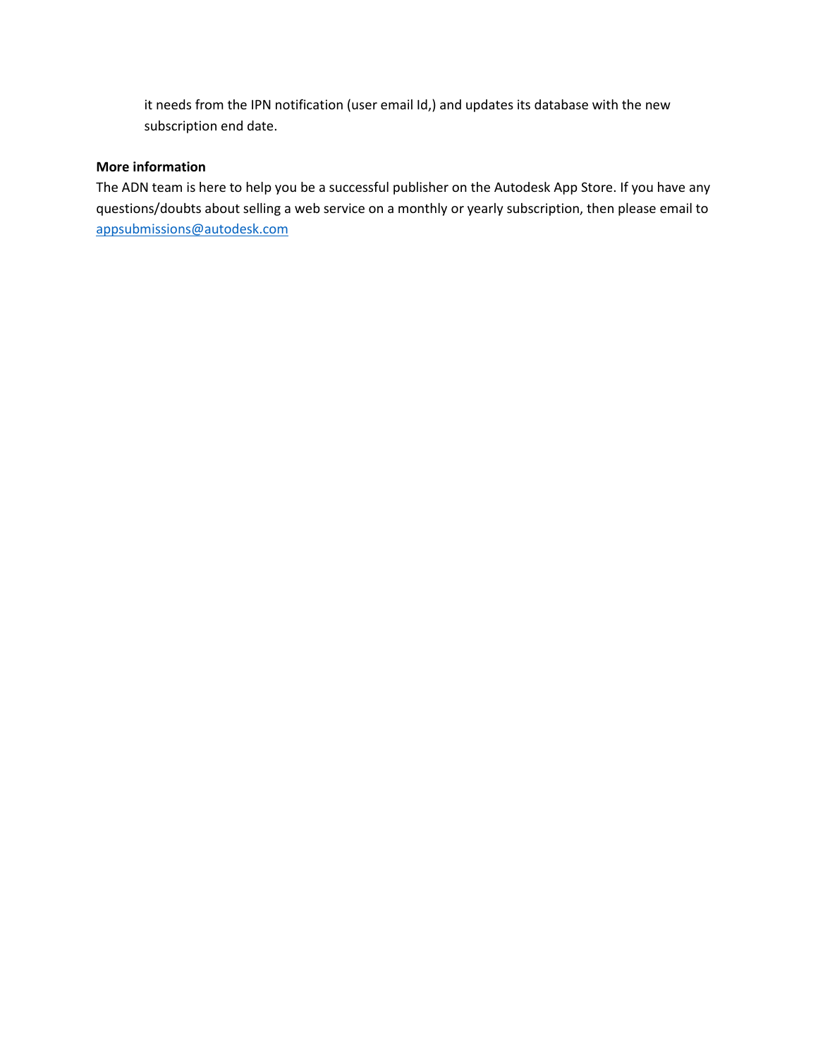it needs from the IPN notification (user email Id,) and updates its database with the new subscription end date.

**More information**

The ADN team is here to help you be a successful publisher on the Autodesk App Store. If you have any questions/doubts about selling a web service on a monthly or yearly subscription, then please email to appsubmissions@autodesk.com